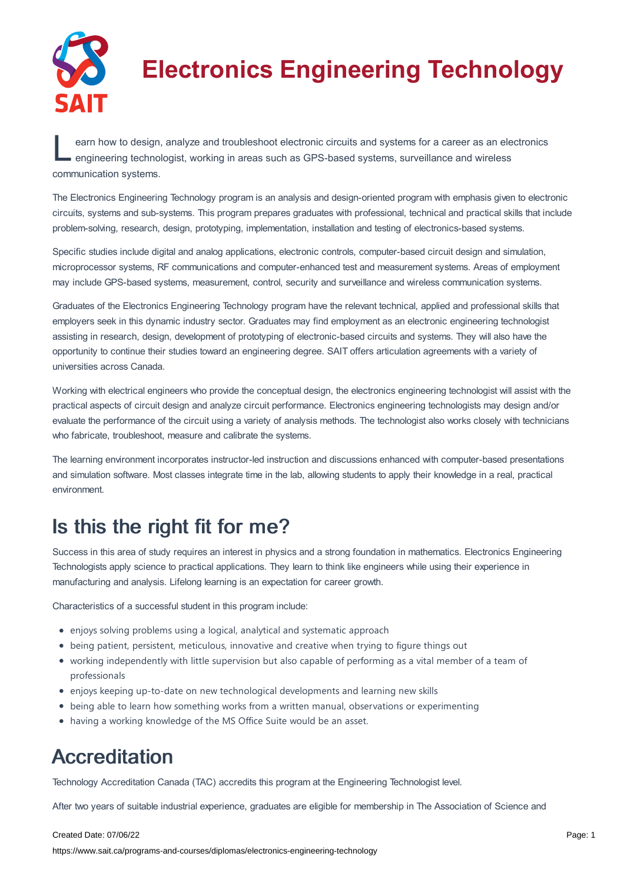# Electronics Engineering Technology

Learn how to design, analyze and troubleshoot electronic circuits and systems for a career as an electronics engineering technologist, working in areas such as GPS-based systems, surveillance and wireless communication systems.

The Electronics Engineering Technology program is an analysis and design-oriented program with emphasis given to electronic circuits, systems and sub-systems. This program prepares graduates with professional, technical and practical skills that include problem-solving, research, design, prototyping, implementation, installation and testing of electronics-based systems.

Specific studies include digital and analog applications, electronic controls, computer-based circuit design and simulation, microprocessor systems, RF communications and computer-enhanced test and measurement systems. Areas of employment may include GPS-based systems, measurement, control, security and surveillance and wireless communication systems.

Graduates of the Electronics Engineering Technology program have the relevant technical, applied and professional skills that employers seek in this dynamic industry sector. Graduates may find employment as an electronic engineering technologist assisting in research, design, development of prototyping of electronic-based circuits and systems. They will also have the opportunity to continue their studies toward an engineering degree. SAIT offers articulation agreements with a variety of universities across Canada.

Working with electrical engineers who provide the conceptual design, the electronics engineering technologist will assist with the practical aspects of circuit design and analyze circuit performance. Electronics engineering technologists may design and/or evaluate the performance of the circuit using a variety of analysis methods. The technologist also works closely with technicians who fabricate, troubleshoot, measure and calibrate the systems.

The learning environment incorporates instructor-led instruction and discussions enhanced with computer-based presentations and simulation software. Most classes integrate time in the lab, allowing students to apply their knowledge in a real, practical environment.

## Is this the right fit for me?

Success in this area of study requires an interest in physics and a strong foundation in mathematics. Electronics Engineering Technologists apply science to practical applications. They learn to think like engineers while using their experience in manufacturing and analysis. Lifelong learning is an expectation for career growth.

Characteristics of a successful student in this program include:

- enjoys solving problems using a logical, analytical and systematic approach
- being patient, persistent, meticulous, innovative and creative when trying to figure things out
- working independently with little supervision but also capable of performing as a vital member of a team of professionals
- enjoys keeping up-to-date on new technological developments and learning new skills
- being able to learn how something works from a written manual, observations or experimenting
- having a working knowledge of the MS Office Suite would be an asset.

## Accreditation

Technology Accreditation Canada (TAC) accredits this program at the Engineering Technologist level.

After two years of suitable industrial experience, graduates are eligible for membership in The Association of Science and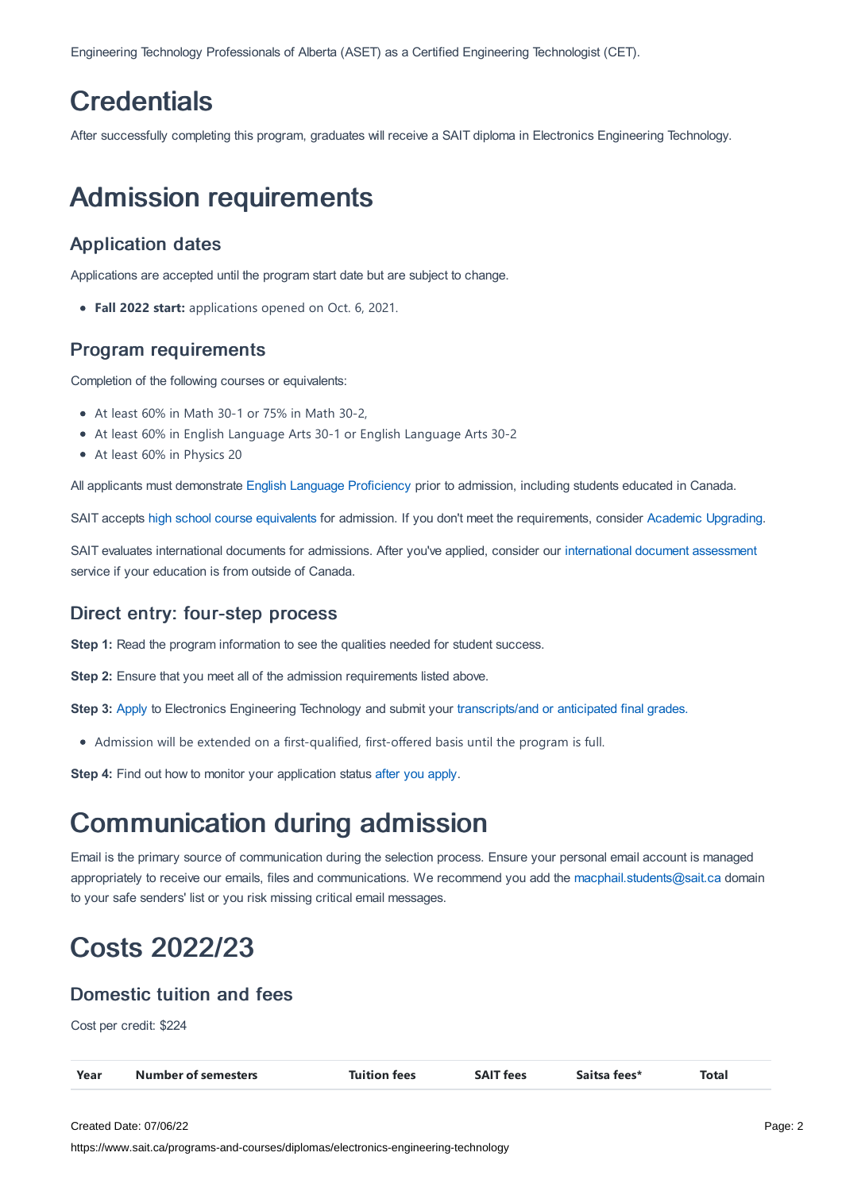Engineering Technology Professionals of Alberta (ASET) as a Certified Engineering Technologist (CET).

# Credentials

After successfully completing this program, graduates will receive a SAIT diploma in Electronics Engineering Technology.

# Admission requirements

## Application dates

Applications are accepted until the program start date but are subject to change.

- **Fall 2022 start:** applications opened on Oct. 6, 2021.

## Program requirements

Completion of the following courses or equivalents:

- At least 60% in Math 30-1 or 75% in Math 30-2,
- At least 60% in English Language Arts 30-1 or English Language Arts 30-2
- At least 60% in Physics 20

All applicants must demonstrate English Language Proficiency prior to admission, including students educated in Canada.

SAIT accepts high school course equivalents for admission. If you don't meet the requirements, consider Academic Upgrading.

SAIT evaluates international documents for admissions. After you've applied, consider our international document assessment service if your education is from outside of Canada.

## Direct entry: four-step process

**Step 1:** Read the program information to see the qualities needed for student success.

**Step 2:** Ensure that you meet all of the admission requirements listed above.

**Step 3:** Apply to Electronics Engineering Technology and submit your transcripts/and or anticipated final grades.

- Admission will be extended on a first-qualified, first-offered basis until the program is full.

**Step 4:** Find out how to monitor your application status after you apply.

# Communication during admission

Email is the primary source of communication during the selection process. Ensure your personal email account is managed appropriately to receive our emails, files and communications. We recommend you add the macphail.students@sait.ca domain to your safe senders' list or you risk missing critical email messages.

# Costs 2022/23

## Domestic tuition and fees

Cost per credit: $224

| Year | Number of semesters | Tuition fees | SAIT fees | Saitsa fees* | Total |
|---|---|---|---|---|---|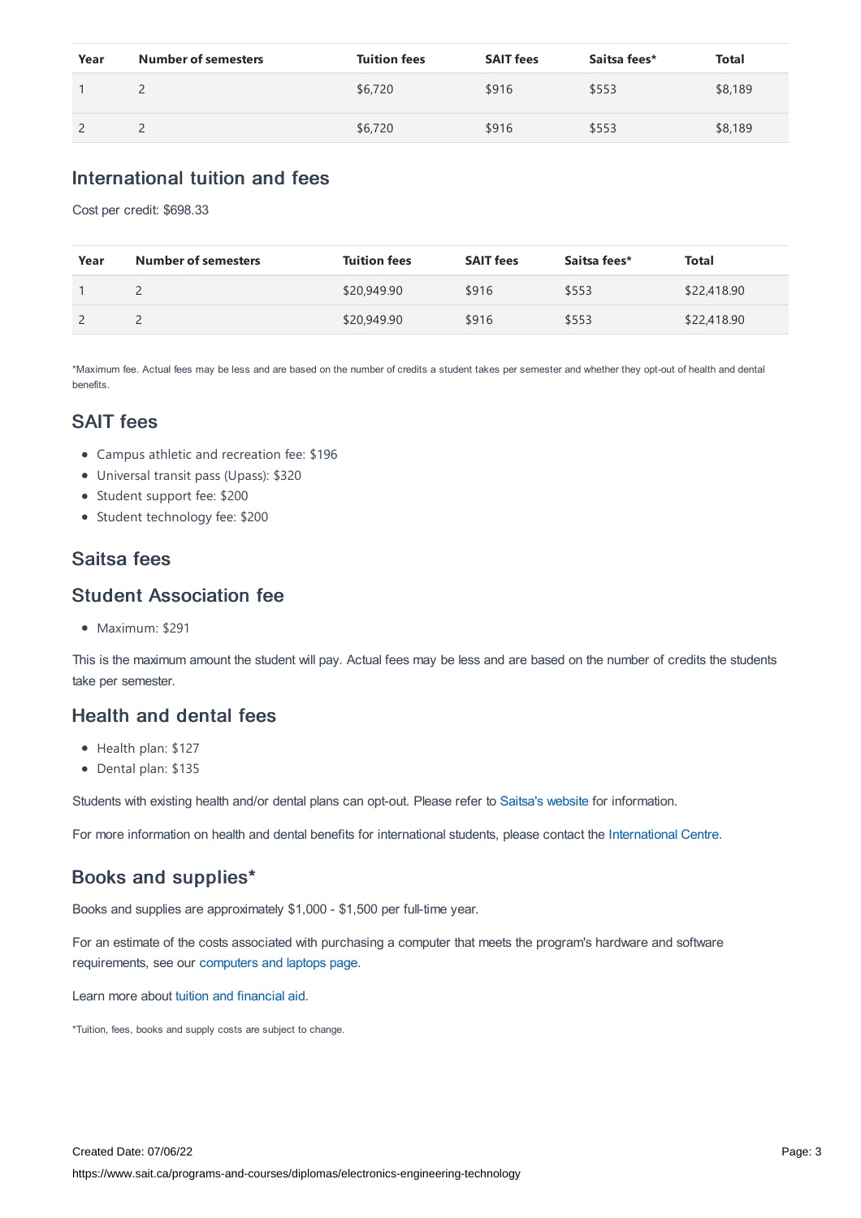| Year | Number of semesters | Tuition fees | SAIT fees | Saitsa fees* | Total |
|---|---|---|---|---|---|
| 1 | 2 | $6,720 | $916 | $553 | $8,189 |
| 2 | 2 | $6,720 | $916 | $553 | $8,189 |

## International tuition and fees

Cost per credit: $698.33

| Year | Number of semesters | Tuition fees | SAIT fees | Saitsa fees* | Total |
|---|---|---|---|---|---|
| 1 | 2 | $20,949.90 | $916 | $553 | $22,418.90 |
| 2 | 2 | $20,949.90 | $916 | $553 | $22,418.90 |

*Maximum fee. Actual fees may be less and are based on the number of credits a student takes per semester and whether they opt-out of health and dental benefits.

## SAIT fees

- Campus athletic and recreation fee: $196
- Universal transit pass (Upass): $320
- Student support fee: $200
- Student technology fee: $200

## Saitsa fees

## Student Association fee

- Maximum: $291

This is the maximum amount the student will pay. Actual fees may be less and are based on the number of credits the students take per semester.

## Health and dental fees

- Health plan: $127
- Dental plan: $135

Students with existing health and/or dental plans can opt-out. Please refer to Saitsa's website for information.

For more information on health and dental benefits for international students, please contact the International Centre.

## Books and supplies*

Books and supplies are approximately $1,000 - $1,500 per full-time year.

For an estimate of the costs associated with purchasing a computer that meets the program's hardware and software requirements, see our computers and laptops page.

Learn more about tuition and financial aid.

*Tuition, fees, books and supply costs are subject to change.